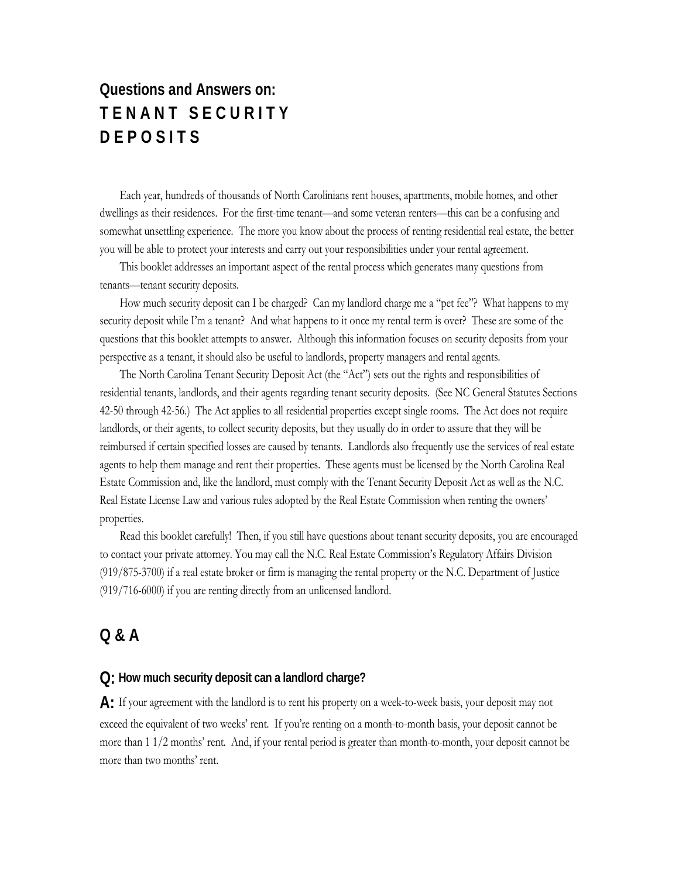# Questions and Answers on: TENANT SECURITY DEPOSITS

Each year, hundreds of thousands of North Carolinians rent houses, apartments, mobile homes, and other dwellings as their residences. For the first-time tenant—and some veteran renters—this can be a confusing and somewhat unsettling experience. The more you know about the process of renting residential real estate, the better you will be able to protect your interests and carry out your responsibilities under your rental agreement.

This booklet addresses an important aspect of the rental process which generates many questions from tenants—tenant security deposits.

How much security deposit can I be charged? Can my landlord charge me a "pet fee"? What happens to my security deposit while I'm a tenant? And what happens to it once my rental term is over? These are some of the questions that this booklet attempts to answer. Although this information focuses on security deposits from your perspective as a tenant, it should also be useful to landlords, property managers and rental agents.

The North Carolina Tenant Security Deposit Act (the "Act") sets out the rights and responsibilities of residential tenants, landlords, and their agents regarding tenant security deposits. (See NC General Statutes Sections 42-50 through 42-56.) The Act applies to all residential properties except single rooms. The Act does not require landlords, or their agents, to collect security deposits, but they usually do in order to assure that they will be reimbursed if certain specified losses are caused by tenants. Landlords also frequently use the services of real estate agents to help them manage and rent their properties. These agents must be licensed by the North Carolina Real Estate Commission and, like the landlord, must comply with the Tenant Security Deposit Act as well as the N.C. Real Estate License Law and various rules adopted by the Real Estate Commission when renting the owners' properties.

Read this booklet carefully! Then, if you still have questions about tenant security deposits, you are encouraged to contact your private attorney. You may call the N.C. Real Estate Commission's Regulatory Affairs Division (919/875-3700) if a real estate broker or firm is managing the rental property or the N.C. Department of Justice (919/716-6000) if you are renting directly from an unlicensed landlord.

## Q & A

**Q: How much security deposit can a landlord charge?**

**A:** If your agreement with the landlord is to rent his property on a week-to-week basis, your deposit may not exceed the equivalent of two weeks' rent. If you're renting on a month-to-month basis, your deposit cannot be more than 1 1/2 months' rent. And, if your rental period is greater than month-to-month, your deposit cannot be more than two months' rent.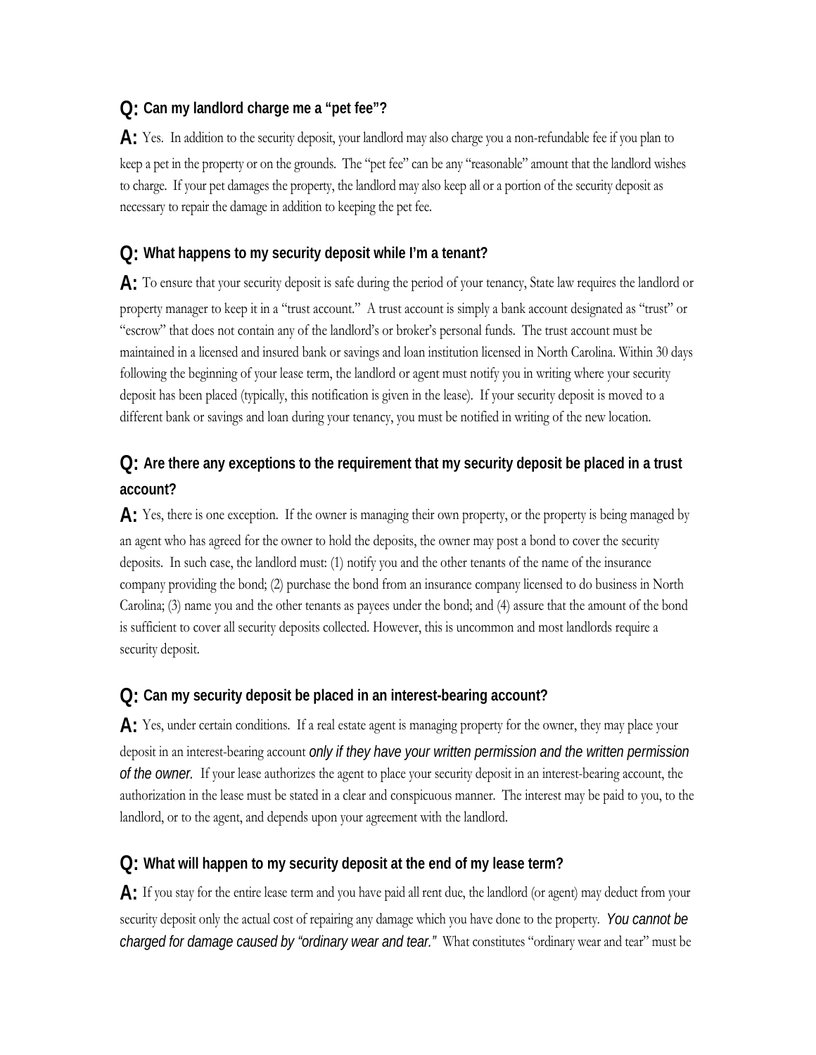**Q: Can my landlord charge me a "pet fee"?**

**A:** Yes. In addition to the security deposit, your landlord may also charge you a non-refundable fee if you plan to keep a pet in the property or on the grounds. The "pet fee" can be any "reasonable" amount that the landlord wishes to charge. If your pet damages the property, the landlord may also keep all or a portion of the security deposit as necessary to repair the damage in addition to keeping the pet fee.

**Q: What happens to my security deposit while I'm a tenant?**

**A:** To ensure that your security deposit is safe during the period of your tenancy, State law requires the landlord or property manager to keep it in a "trust account." A trust account is simply a bank account designated as "trust" or "escrow" that does not contain any of the landlord's or broker's personal funds. The trust account must be maintained in a licensed and insured bank or savings and loan institution licensed in North Carolina. Within 30 days following the beginning of your lease term, the landlord or agent must notify you in writing where your security deposit has been placed (typically, this notification is given in the lease). If your security deposit is moved to a different bank or savings and loan during your tenancy, you must be notified in writing of the new location.

**Q: Are there any exceptions to the requirement that my security deposit be placed in a trust account?**

**A:** Yes, there is one exception. If the owner is managing their own property, or the property is being managed by an agent who has agreed for the owner to hold the deposits, the owner may post a bond to cover the security deposits. In such case, the landlord must: (1) notify you and the other tenants of the name of the insurance company providing the bond; (2) purchase the bond from an insurance company licensed to do business in North Carolina; (3) name you and the other tenants as payees under the bond; and (4) assure that the amount of the bond is sufficient to cover all security deposits collected. However, this is uncommon and most landlords require a security deposit.

**Q: Can my security deposit be placed in an interest-bearing account?**

**A:** Yes, under certain conditions. If a real estate agent is managing property for the owner, they may place your deposit in an interest-bearing account *only if they have your written permission and the written permission of the owner.* If your lease authorizes the agent to place your security deposit in an interest-bearing account, the authorization in the lease must be stated in a clear and conspicuous manner. The interest may be paid to you, to the landlord, or to the agent, and depends upon your agreement with the landlord.

**Q: What will happen to my security deposit at the end of my lease term?**

**A:** If you stay for the entire lease term and you have paid all rent due, the landlord (or agent) may deduct from your security deposit only the actual cost of repairing any damage which you have done to the property. *You cannot be charged for damage caused by "ordinary wear and tear."* What constitutes "ordinary wear and tear" must be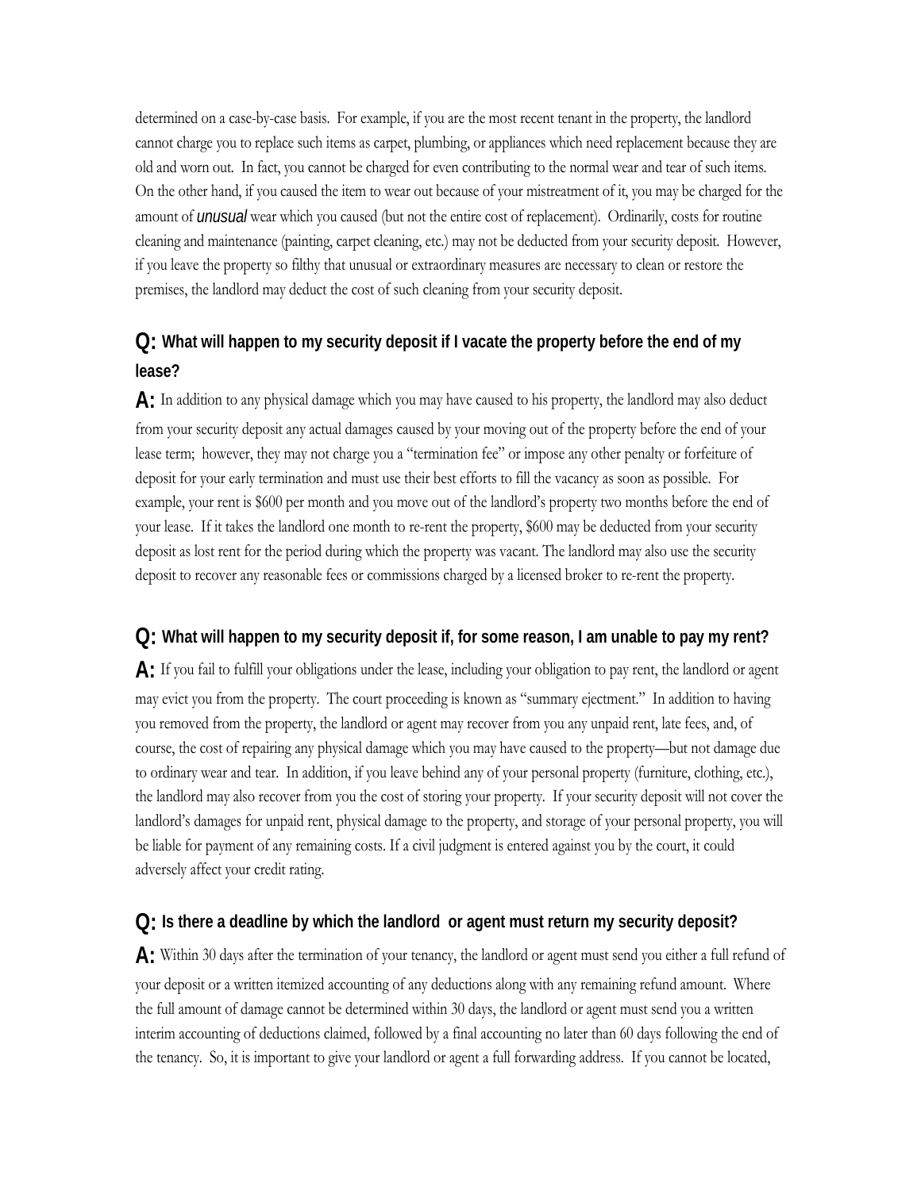determined on a case-by-case basis. For example, if you are the most recent tenant in the property, the landlord cannot charge you to replace such items as carpet, plumbing, or appliances which need replacement because they are old and worn out. In fact, you cannot be charged for even contributing to the normal wear and tear of such items. On the other hand, if you caused the item to wear out because of your mistreatment of it, you may be charged for the amount of ***unusual*** wear which you caused (but not the entire cost of replacement). Ordinarily, costs for routine cleaning and maintenance (painting, carpet cleaning, etc.) may not be deducted from your security deposit. However, if you leave the property so filthy that unusual or extraordinary measures are necessary to clean or restore the premises, the landlord may deduct the cost of such cleaning from your security deposit.

**Q: What will happen to my security deposit if I vacate the property before the end of my lease?**

**A:** In addition to any physical damage which you may have caused to his property, the landlord may also deduct from your security deposit any actual damages caused by your moving out of the property before the end of your lease term; however, they may not charge you a "termination fee" or impose any other penalty or forfeiture of deposit for your early termination and must use their best efforts to fill the vacancy as soon as possible. For example, your rent is $600 per month and you move out of the landlord's property two months before the end of your lease. If it takes the landlord one month to re-rent the property, $600 may be deducted from your security deposit as lost rent for the period during which the property was vacant. The landlord may also use the security deposit to recover any reasonable fees or commissions charged by a licensed broker to re-rent the property.

**Q: What will happen to my security deposit if, for some reason, I am unable to pay my rent?**

**A:** If you fail to fulfill your obligations under the lease, including your obligation to pay rent, the landlord or agent may evict you from the property. The court proceeding is known as "summary ejectment." In addition to having you removed from the property, the landlord or agent may recover from you any unpaid rent, late fees, and, of course, the cost of repairing any physical damage which you may have caused to the property—but not damage due to ordinary wear and tear. In addition, if you leave behind any of your personal property (furniture, clothing, etc.), the landlord may also recover from you the cost of storing your property. If your security deposit will not cover the landlord's damages for unpaid rent, physical damage to the property, and storage of your personal property, you will be liable for payment of any remaining costs. If a civil judgment is entered against you by the court, it could adversely affect your credit rating.

**Q: Is there a deadline by which the landlord or agent must return my security deposit?**

**A:** Within 30 days after the termination of your tenancy, the landlord or agent must send you either a full refund of your deposit or a written itemized accounting of any deductions along with any remaining refund amount. Where the full amount of damage cannot be determined within 30 days, the landlord or agent must send you a written interim accounting of deductions claimed, followed by a final accounting no later than 60 days following the end of the tenancy. So, it is important to give your landlord or agent a full forwarding address. If you cannot be located,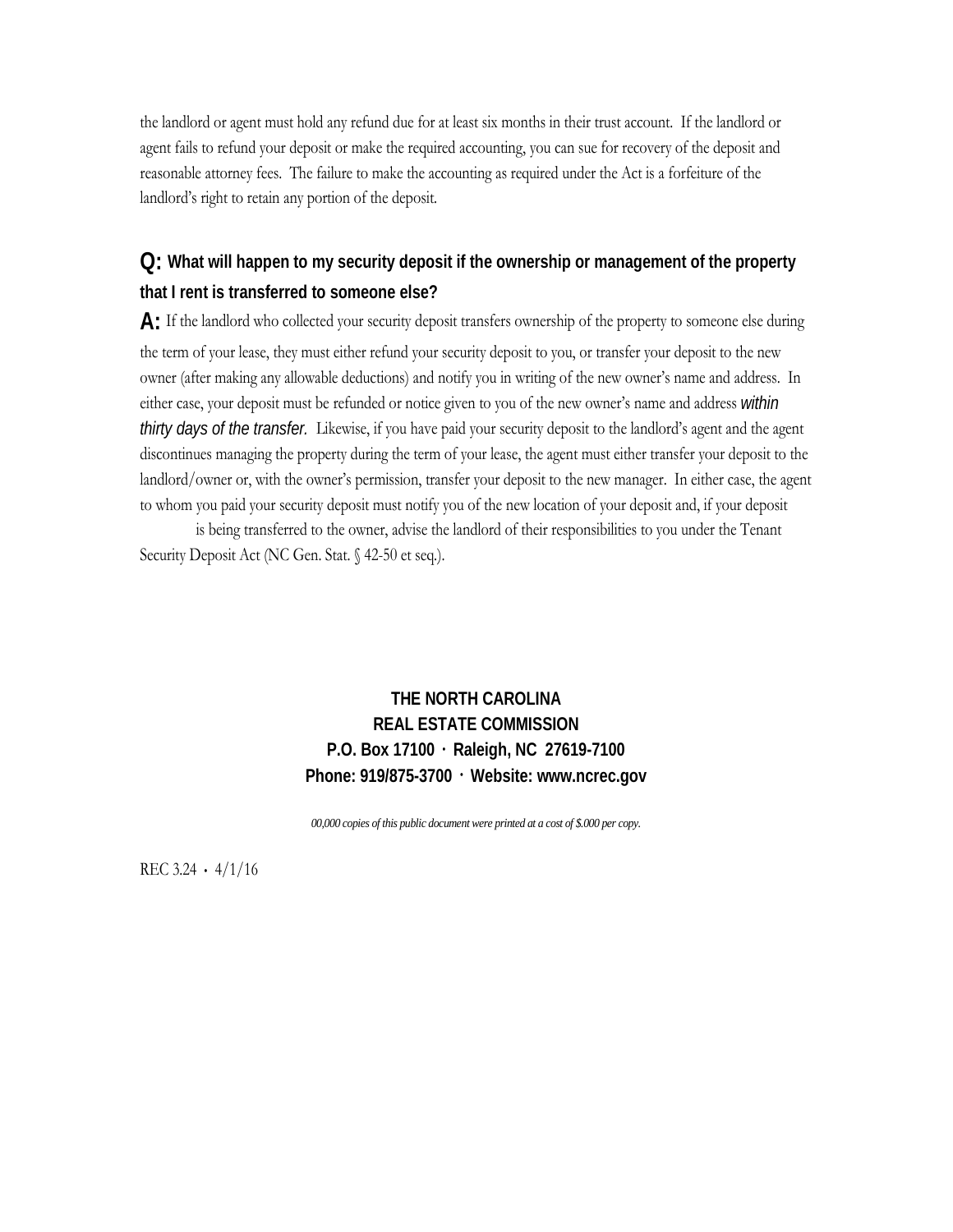the landlord or agent must hold any refund due for at least six months in their trust account. If the landlord or agent fails to refund your deposit or make the required accounting, you can sue for recovery of the deposit and reasonable attorney fees. The failure to make the accounting as required under the Act is a forfeiture of the landlord's right to retain any portion of the deposit.

**Q: What will happen to my security deposit if the ownership or management of the property that I rent is transferred to someone else?**

**A:** If the landlord who collected your security deposit transfers ownership of the property to someone else during the term of your lease, they must either refund your security deposit to you, or transfer your deposit to the new owner (after making any allowable deductions) and notify you in writing of the new owner's name and address. In either case, your deposit must be refunded or notice given to you of the new owner's name and address *within thirty days of the transfer.* Likewise, if you have paid your security deposit to the landlord's agent and the agent discontinues managing the property during the term of your lease, the agent must either transfer your deposit to the landlord/owner or, with the owner's permission, transfer your deposit to the new manager. In either case, the agent to whom you paid your security deposit must notify you of the new location of your deposit and, if your deposit is being transferred to the owner, advise the landlord of their responsibilities to you under the Tenant Security Deposit Act (NC Gen. Stat. § 42-50 et seq.).

**THE NORTH CAROLINA**
**REAL ESTATE COMMISSION**
**P.O. Box 17100 · Raleigh, NC 27619-7100**
**Phone: 919/875-3700 · Website: www.ncrec.gov**

*00,000 copies of this public document were printed at a cost of $.000 per copy.*

REC 3.24 • 4/1/16